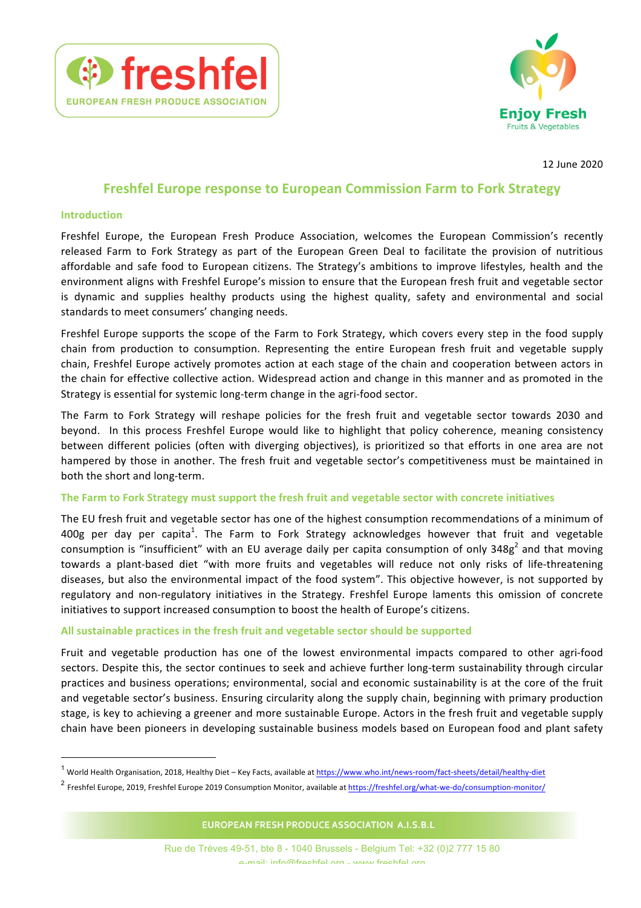12 June 2020

# Freshfel Europe response to European Commission Farm to Fork Strategy

## Introduction

Freshfel Europe, the European Fresh Produce Association, welcomes the European Commission's recently released Farm to Fork Strategy as part of the European Green Deal to facilitate the provision of nutritious affordable and safe food to European citizens. The Strategy's ambitions to improve lifestyles, health and the environment aligns with Freshfel Europe's mission to ensure that the European fresh fruit and vegetable sector is dynamic and supplies healthy products using the highest quality, safety and environmental and social standards to meet consumers' changing needs.

Freshfel Europe supports the scope of the Farm to Fork Strategy, which covers every step in the food supply chain from production to consumption. Representing the entire European fresh fruit and vegetable supply chain, Freshfel Europe actively promotes action at each stage of the chain and cooperation between actors in the chain for effective collective action. Widespread action and change in this manner and as promoted in the Strategy is essential for systemic long-term change in the agri-food sector.

The Farm to Fork Strategy will reshape policies for the fresh fruit and vegetable sector towards 2030 and beyond. In this process Freshfel Europe would like to highlight that policy coherence, meaning consistency between different policies (often with diverging objectives), is prioritized so that efforts in one area are not hampered by those in another. The fresh fruit and vegetable sector's competitiveness must be maintained in both the short and long-term.

## The Farm to Fork Strategy must support the fresh fruit and vegetable sector with concrete initiatives

The EU fresh fruit and vegetable sector has one of the highest consumption recommendations of a minimum of 400g per day per capita[1]. The Farm to Fork Strategy acknowledges however that fruit and vegetable consumption is "insufficient" with an EU average daily per capita consumption of only 348g[2] and that moving towards a plant-based diet "with more fruits and vegetables will reduce not only risks of life-threatening diseases, but also the environmental impact of the food system". This objective however, is not supported by regulatory and non-regulatory initiatives in the Strategy. Freshfel Europe laments this omission of concrete initiatives to support increased consumption to boost the health of Europe's citizens.

## All sustainable practices in the fresh fruit and vegetable sector should be supported

Fruit and vegetable production has one of the lowest environmental impacts compared to other agri-food sectors. Despite this, the sector continues to seek and achieve further long-term sustainability through circular practices and business operations; environmental, social and economic sustainability is at the core of the fruit and vegetable sector's business. Ensuring circularity along the supply chain, beginning with primary production stage, is key to achieving a greener and more sustainable Europe. Actors in the fresh fruit and vegetable supply chain have been pioneers in developing sustainable business models based on European food and plant safety

---

[1] World Health Organisation, 2018, Healthy Diet – Key Facts, available at https://www.who.int/news-room/fact-sheets/detail/healthy-diet

[2] Freshfel Europe, 2019, Freshfel Europe 2019 Consumption Monitor, available at https://freshfel.org/what-we-do/consumption-monitor/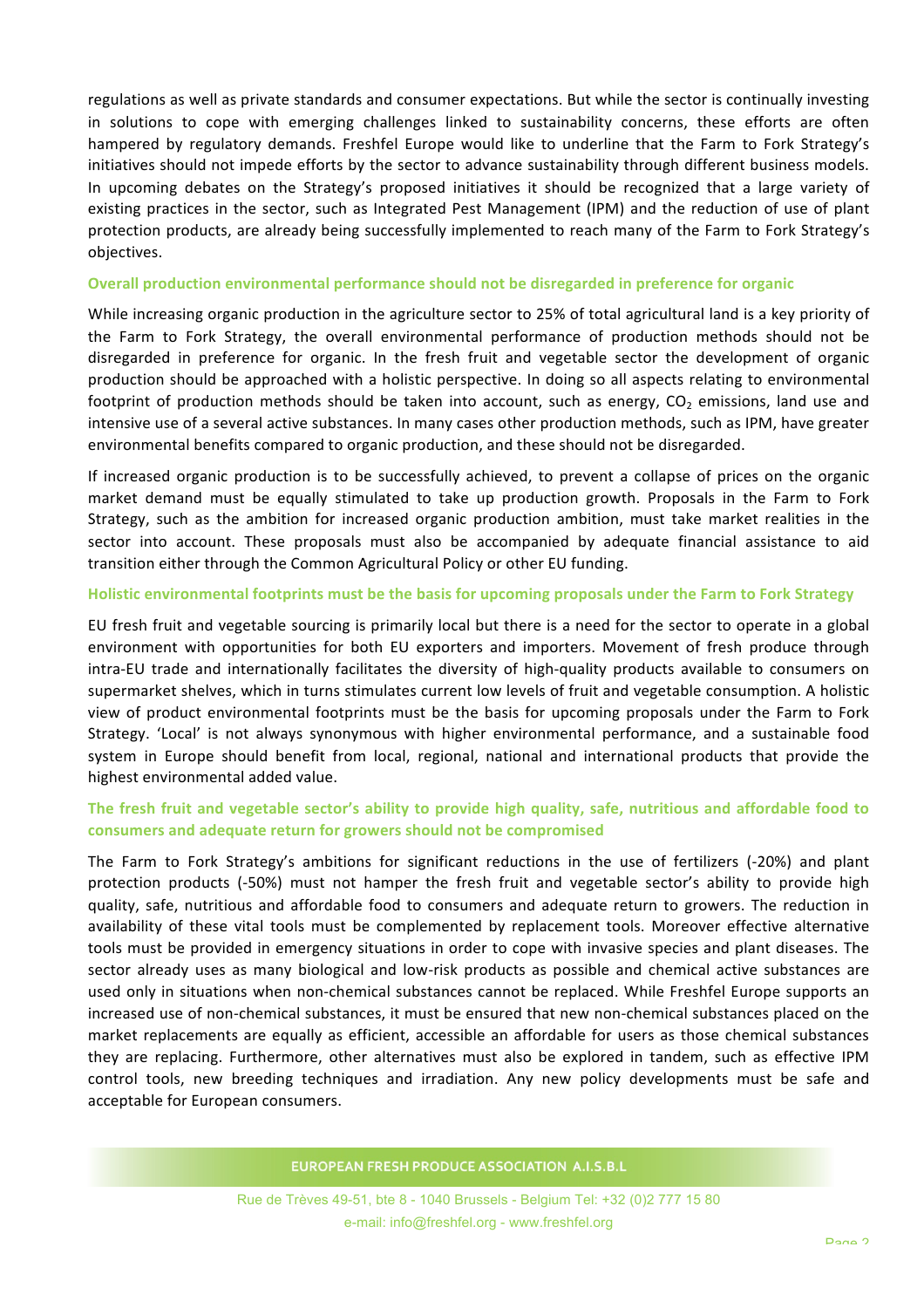regulations as well as private standards and consumer expectations. But while the sector is continually investing in solutions to cope with emerging challenges linked to sustainability concerns, these efforts are often hampered by regulatory demands. Freshfel Europe would like to underline that the Farm to Fork Strategy's initiatives should not impede efforts by the sector to advance sustainability through different business models. In upcoming debates on the Strategy's proposed initiatives it should be recognized that a large variety of existing practices in the sector, such as Integrated Pest Management (IPM) and the reduction of use of plant protection products, are already being successfully implemented to reach many of the Farm to Fork Strategy's objectives.

**Overall production environmental performance should not be disregarded in preference for organic**

While increasing organic production in the agriculture sector to 25% of total agricultural land is a key priority of the Farm to Fork Strategy, the overall environmental performance of production methods should not be disregarded in preference for organic. In the fresh fruit and vegetable sector the development of organic production should be approached with a holistic perspective. In doing so all aspects relating to environmental footprint of production methods should be taken into account, such as energy, $CO_2$ emissions, land use and intensive use of a several active substances. In many cases other production methods, such as IPM, have greater environmental benefits compared to organic production, and these should not be disregarded.

If increased organic production is to be successfully achieved, to prevent a collapse of prices on the organic market demand must be equally stimulated to take up production growth. Proposals in the Farm to Fork Strategy, such as the ambition for increased organic production ambition, must take market realities in the sector into account. These proposals must also be accompanied by adequate financial assistance to aid transition either through the Common Agricultural Policy or other EU funding.

**Holistic environmental footprints must be the basis for upcoming proposals under the Farm to Fork Strategy**

EU fresh fruit and vegetable sourcing is primarily local but there is a need for the sector to operate in a global environment with opportunities for both EU exporters and importers. Movement of fresh produce through intra-EU trade and internationally facilitates the diversity of high-quality products available to consumers on supermarket shelves, which in turns stimulates current low levels of fruit and vegetable consumption. A holistic view of product environmental footprints must be the basis for upcoming proposals under the Farm to Fork Strategy. 'Local' is not always synonymous with higher environmental performance, and a sustainable food system in Europe should benefit from local, regional, national and international products that provide the highest environmental added value.

**The fresh fruit and vegetable sector's ability to provide high quality, safe, nutritious and affordable food to consumers and adequate return for growers should not be compromised**

The Farm to Fork Strategy's ambitions for significant reductions in the use of fertilizers (-20%) and plant protection products (-50%) must not hamper the fresh fruit and vegetable sector's ability to provide high quality, safe, nutritious and affordable food to consumers and adequate return to growers. The reduction in availability of these vital tools must be complemented by replacement tools. Moreover effective alternative tools must be provided in emergency situations in order to cope with invasive species and plant diseases. The sector already uses as many biological and low-risk products as possible and chemical active substances are used only in situations when non-chemical substances cannot be replaced. While Freshfel Europe supports an increased use of non-chemical substances, it must be ensured that new non-chemical substances placed on the market replacements are equally as efficient, accessible an affordable for users as those chemical substances they are replacing. Furthermore, other alternatives must also be explored in tandem, such as effective IPM control tools, new breeding techniques and irradiation. Any new policy developments must be safe and acceptable for European consumers.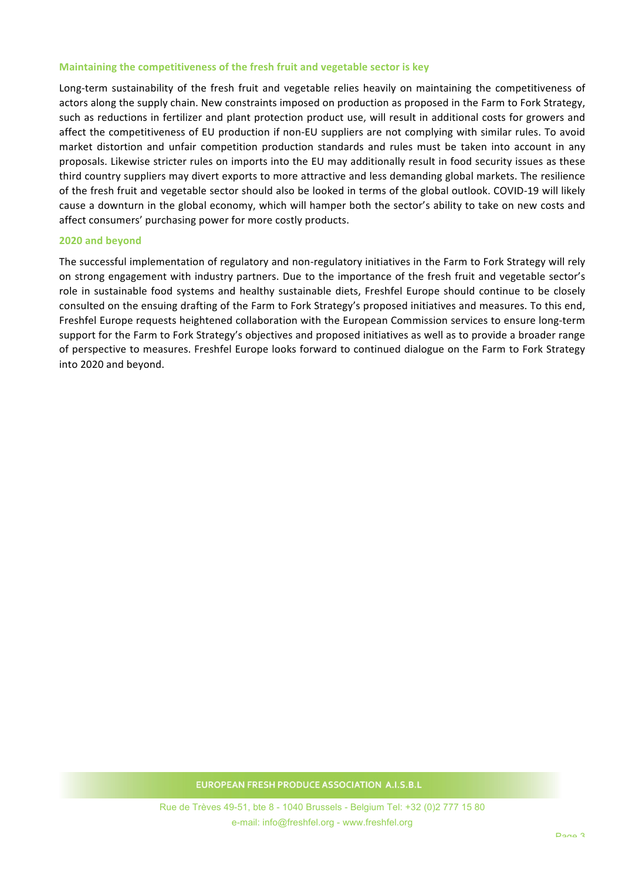## Maintaining the competitiveness of the fresh fruit and vegetable sector is key

Long-term sustainability of the fresh fruit and vegetable relies heavily on maintaining the competitiveness of actors along the supply chain. New constraints imposed on production as proposed in the Farm to Fork Strategy, such as reductions in fertilizer and plant protection product use, will result in additional costs for growers and affect the competitiveness of EU production if non-EU suppliers are not complying with similar rules. To avoid market distortion and unfair competition production standards and rules must be taken into account in any proposals. Likewise stricter rules on imports into the EU may additionally result in food security issues as these third country suppliers may divert exports to more attractive and less demanding global markets. The resilience of the fresh fruit and vegetable sector should also be looked in terms of the global outlook. COVID-19 will likely cause a downturn in the global economy, which will hamper both the sector's ability to take on new costs and affect consumers' purchasing power for more costly products.

## 2020 and beyond

The successful implementation of regulatory and non-regulatory initiatives in the Farm to Fork Strategy will rely on strong engagement with industry partners. Due to the importance of the fresh fruit and vegetable sector's role in sustainable food systems and healthy sustainable diets, Freshfel Europe should continue to be closely consulted on the ensuing drafting of the Farm to Fork Strategy's proposed initiatives and measures. To this end, Freshfel Europe requests heightened collaboration with the European Commission services to ensure long-term support for the Farm to Fork Strategy's objectives and proposed initiatives as well as to provide a broader range of perspective to measures. Freshfel Europe looks forward to continued dialogue on the Farm to Fork Strategy into 2020 and beyond.